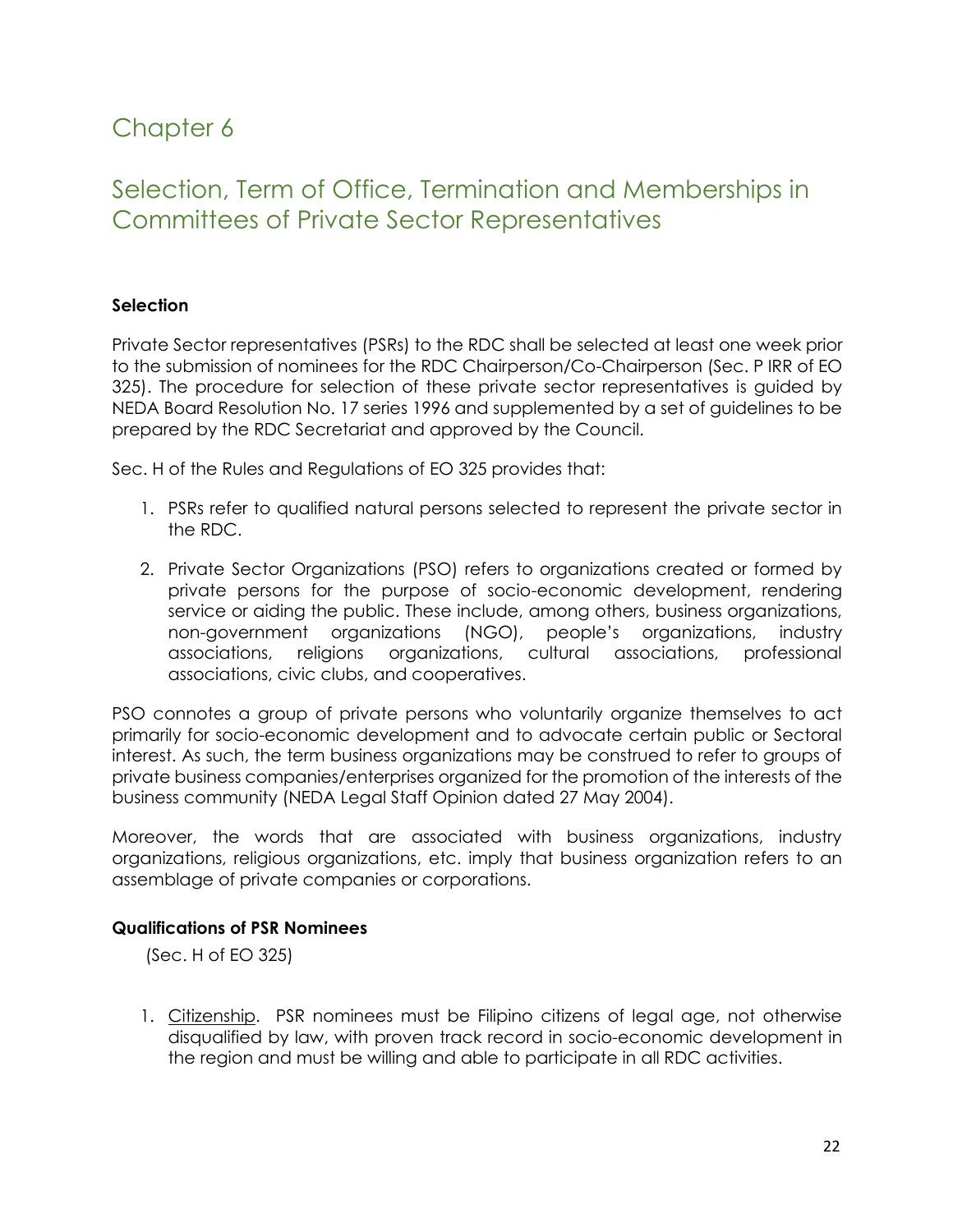# Chapter 6

## Selection, Term of Office, Termination and Memberships in Committees of Private Sector Representatives

### Selection

Private Sector representatives (PSRs) to the RDC shall be selected at least one week prior to the submission of nominees for the RDC Chairperson/Co-Chairperson (Sec. P IRR of EO 325). The procedure for selection of these private sector representatives is guided by NEDA Board Resolution No. 17 series 1996 and supplemented by a set of guidelines to be prepared by the RDC Secretariat and approved by the Council.

Sec. H of the Rules and Regulations of EO 325 provides that:

1. PSRs refer to qualified natural persons selected to represent the private sector in the RDC.

2. Private Sector Organizations (PSO) refers to organizations created or formed by private persons for the purpose of socio-economic development, rendering service or aiding the public. These include, among others, business organizations, non-government organizations (NGO), people's organizations, industry associations, religions organizations, cultural associations, professional associations, civic clubs, and cooperatives.

PSO connotes a group of private persons who voluntarily organize themselves to act primarily for socio-economic development and to advocate certain public or Sectoral interest. As such, the term business organizations may be construed to refer to groups of private business companies/enterprises organized for the promotion of the interests of the business community (NEDA Legal Staff Opinion dated 27 May 2004).

Moreover, the words that are associated with business organizations, industry organizations, religious organizations, etc. imply that business organization refers to an assemblage of private companies or corporations.

### Qualifications of PSR Nominees

(Sec. H of EO 325)

1. Citizenship. PSR nominees must be Filipino citizens of legal age, not otherwise disqualified by law, with proven track record in socio-economic development in the region and must be willing and able to participate in all RDC activities.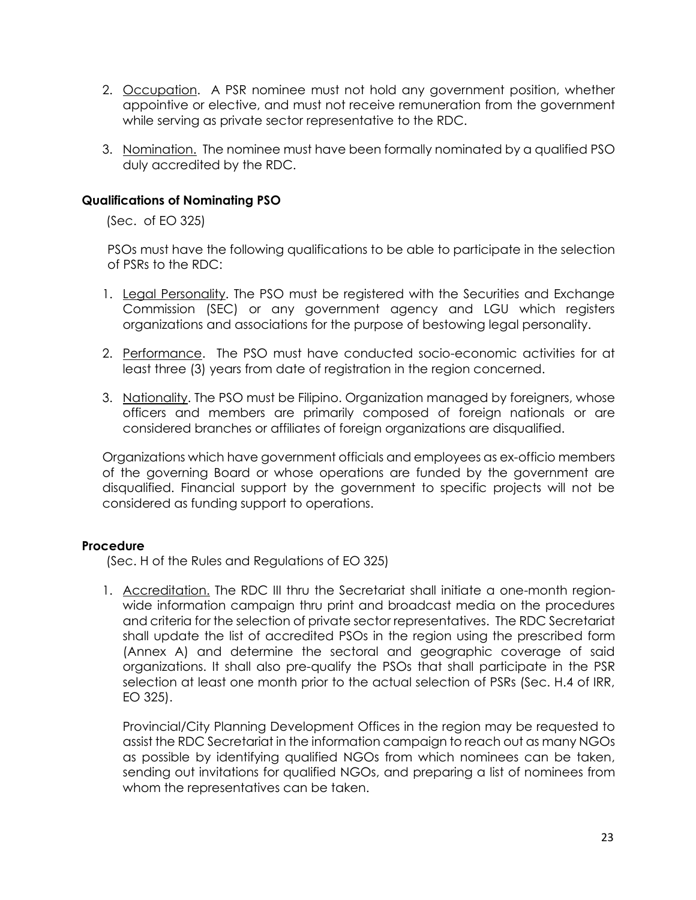2. Occupation. A PSR nominee must not hold any government position, whether appointive or elective, and must not receive remuneration from the government while serving as private sector representative to the RDC.

3. Nomination. The nominee must have been formally nominated by a qualified PSO duly accredited by the RDC.

**Qualifications of Nominating PSO**

(Sec. of EO 325)

PSOs must have the following qualifications to be able to participate in the selection of PSRs to the RDC:

1. Legal Personality. The PSO must be registered with the Securities and Exchange Commission (SEC) or any government agency and LGU which registers organizations and associations for the purpose of bestowing legal personality.

2. Performance. The PSO must have conducted socio-economic activities for at least three (3) years from date of registration in the region concerned.

3. Nationality. The PSO must be Filipino. Organization managed by foreigners, whose officers and members are primarily composed of foreign nationals or are considered branches or affiliates of foreign organizations are disqualified.

Organizations which have government officials and employees as ex-officio members of the governing Board or whose operations are funded by the government are disqualified. Financial support by the government to specific projects will not be considered as funding support to operations.

**Procedure**

(Sec. H of the Rules and Regulations of EO 325)

1. Accreditation. The RDC III thru the Secretariat shall initiate a one-month region-wide information campaign thru print and broadcast media on the procedures and criteria for the selection of private sector representatives. The RDC Secretariat shall update the list of accredited PSOs in the region using the prescribed form (Annex A) and determine the sectoral and geographic coverage of said organizations. It shall also pre-qualify the PSOs that shall participate in the PSR selection at least one month prior to the actual selection of PSRs (Sec. H.4 of IRR, EO 325).

   Provincial/City Planning Development Offices in the region may be requested to assist the RDC Secretariat in the information campaign to reach out as many NGOs as possible by identifying qualified NGOs from which nominees can be taken, sending out invitations for qualified NGOs, and preparing a list of nominees from whom the representatives can be taken.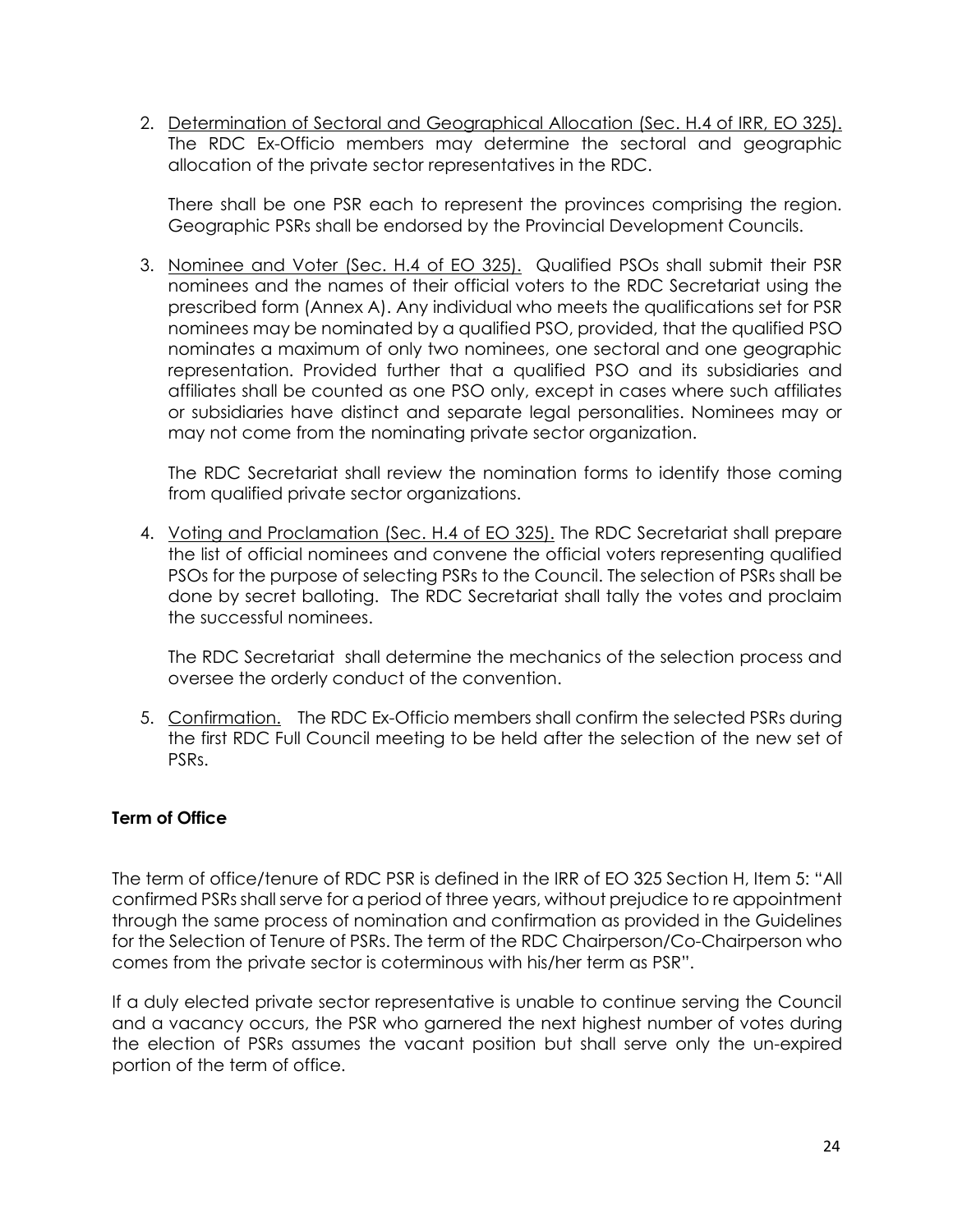2. Determination of Sectoral and Geographical Allocation (Sec. H.4 of IRR, EO 325). The RDC Ex-Officio members may determine the sectoral and geographic allocation of the private sector representatives in the RDC.

   There shall be one PSR each to represent the provinces comprising the region. Geographic PSRs shall be endorsed by the Provincial Development Councils.

3. Nominee and Voter (Sec. H.4 of EO 325). Qualified PSOs shall submit their PSR nominees and the names of their official voters to the RDC Secretariat using the prescribed form (Annex A). Any individual who meets the qualifications set for PSR nominees may be nominated by a qualified PSO, provided, that the qualified PSO nominates a maximum of only two nominees, one sectoral and one geographic representation. Provided further that a qualified PSO and its subsidiaries and affiliates shall be counted as one PSO only, except in cases where such affiliates or subsidiaries have distinct and separate legal personalities. Nominees may or may not come from the nominating private sector organization.

   The RDC Secretariat shall review the nomination forms to identify those coming from qualified private sector organizations.

4. Voting and Proclamation (Sec. H.4 of EO 325). The RDC Secretariat shall prepare the list of official nominees and convene the official voters representing qualified PSOs for the purpose of selecting PSRs to the Council. The selection of PSRs shall be done by secret balloting. The RDC Secretariat shall tally the votes and proclaim the successful nominees.

   The RDC Secretariat shall determine the mechanics of the selection process and oversee the orderly conduct of the convention.

5. Confirmation. The RDC Ex-Officio members shall confirm the selected PSRs during the first RDC Full Council meeting to be held after the selection of the new set of PSRs.

**Term of Office**

The term of office/tenure of RDC PSR is defined in the IRR of EO 325 Section H, Item 5: "All confirmed PSRs shall serve for a period of three years, without prejudice to re appointment through the same process of nomination and confirmation as provided in the Guidelines for the Selection of Tenure of PSRs. The term of the RDC Chairperson/Co-Chairperson who comes from the private sector is coterminous with his/her term as PSR".

If a duly elected private sector representative is unable to continue serving the Council and a vacancy occurs, the PSR who garnered the next highest number of votes during the election of PSRs assumes the vacant position but shall serve only the un-expired portion of the term of office.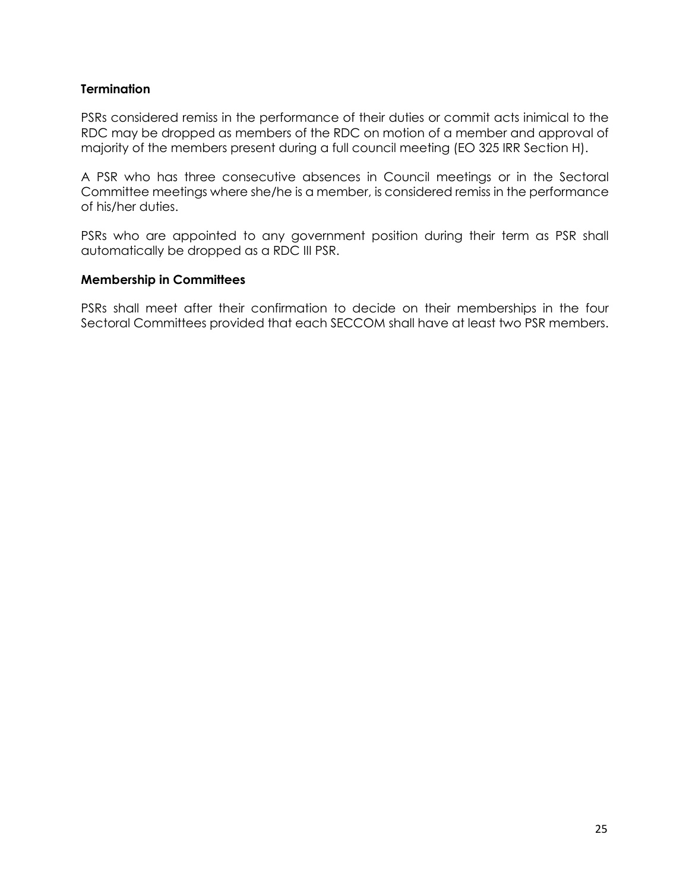**Termination**

PSRs considered remiss in the performance of their duties or commit acts inimical to the RDC may be dropped as members of the RDC on motion of a member and approval of majority of the members present during a full council meeting (EO 325 IRR Section H).

A PSR who has three consecutive absences in Council meetings or in the Sectoral Committee meetings where she/he is a member, is considered remiss in the performance of his/her duties.

PSRs who are appointed to any government position during their term as PSR shall automatically be dropped as a RDC III PSR.

**Membership in Committees**

PSRs shall meet after their confirmation to decide on their memberships in the four Sectoral Committees provided that each SECCOM shall have at least two PSR members.